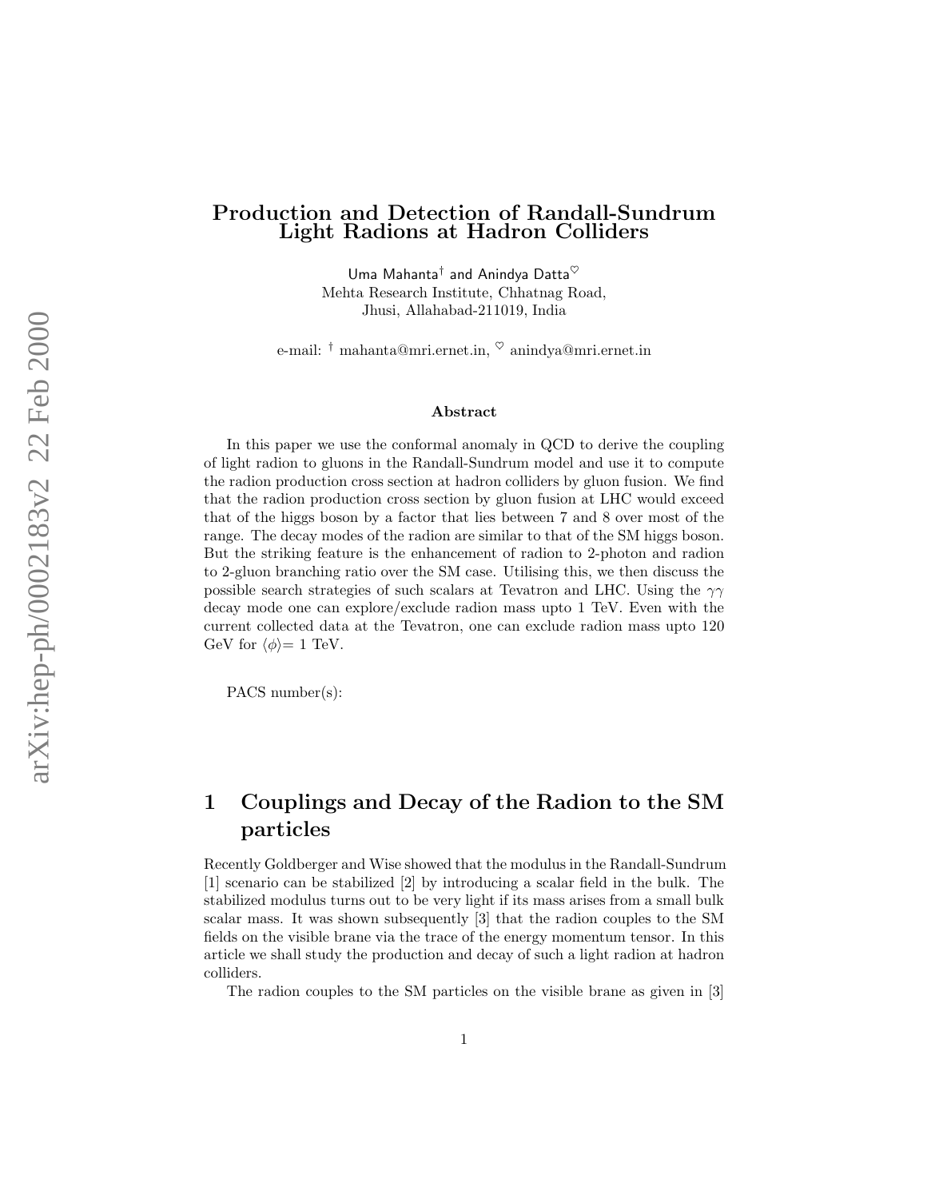# Production and Detection of Randall-Sundrum Light Radions at Hadron Colliders

Uma Mahanta[†] and Anindya Datta[♡]

Mehta Research Institute, Chhatnag Road,
Jhusi, Allahabad-211019, India

e-mail: [†] mahanta@mri.ernet.in, [♡] anindya@mri.ernet.in

## Abstract

In this paper we use the conformal anomaly in QCD to derive the coupling of light radion to gluons in the Randall-Sundrum model and use it to compute the radion production cross section at hadron colliders by gluon fusion. We find that the radion production cross section by gluon fusion at LHC would exceed that of the higgs boson by a factor that lies between 7 and 8 over most of the range. The decay modes of the radion are similar to that of the SM higgs boson. But the striking feature is the enhancement of radion to 2-photon and radion to 2-gluon branching ratio over the SM case. Utilising this, we then discuss the possible search strategies of such scalars at Tevatron and LHC. Using the $\gamma\gamma$ decay mode one can explore/exclude radion mass upto 1 TeV. Even with the current collected data at the Tevatron, one can exclude radion mass upto 120 GeV for $\langle\phi\rangle$= 1 TeV.

PACS number(s):

# 1 Couplings and Decay of the Radion to the SM particles

Recently Goldberger and Wise showed that the modulus in the Randall-Sundrum [1] scenario can be stabilized [2] by introducing a scalar field in the bulk. The stabilized modulus turns out to be very light if its mass arises from a small bulk scalar mass. It was shown subsequently [3] that the radion couples to the SM fields on the visible brane via the trace of the energy momentum tensor. In this article we shall study the production and decay of such a light radion at hadron colliders.

The radion couples to the SM particles on the visible brane as given in [3]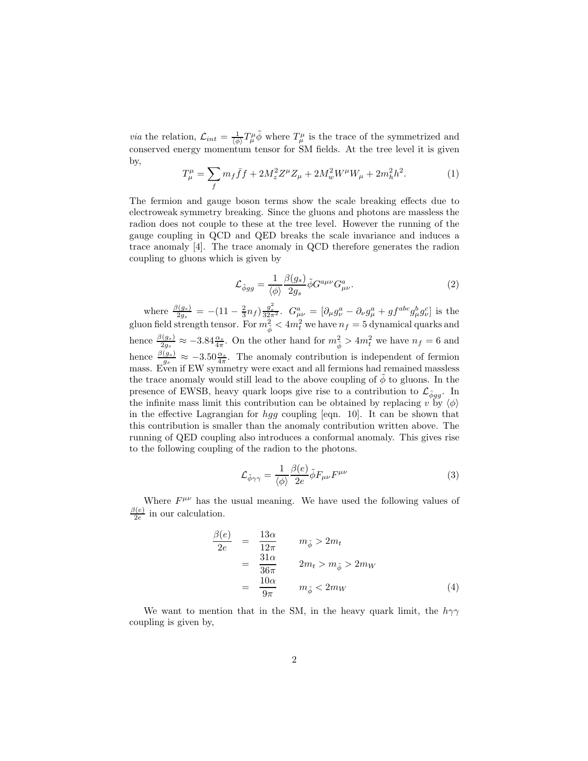*via* the relation, $\mathcal{L}_{int} = \frac{1}{\langle\phi\rangle} T^\mu_\mu \tilde{\phi}$ where $T^\mu_\mu$ is the trace of the symmetrized and conserved energy momentum tensor for SM fields. At the tree level it is given by,

$$T^\mu_\mu = \sum_f m_f \bar{f} f + 2M_z^2 Z^\mu Z_\mu + 2M_w^2 W^\mu W_\mu + 2m_h^2 h^2. \tag{1}$$

The fermion and gauge boson terms show the scale breaking effects due to electroweak symmetry breaking. Since the gluons and photons are massless the radion does not couple to these at the tree level. However the running of the gauge coupling in QCD and QED breaks the scale invariance and induces a trace anomaly [4]. The trace anomaly in QCD therefore generates the radion coupling to gluons which is given by

$$\mathcal{L}_{\tilde{\phi}gg} = \frac{1}{\langle\phi\rangle} \frac{\beta(g_s)}{2g_s} \tilde{\phi} G^{a\mu\nu} G^a_{\mu\nu}. \tag{2}$$

where $\frac{\beta(g_s)}{2g_s} = -(11 - \frac{2}{3}n_f)\frac{g_s^2}{32\pi^2}$. $G^a_{\mu\nu} = [\partial_\mu g^a_\nu - \partial_\nu g^a_\mu + g f^{abc} g^b_\mu g^c_\nu]$ is the gluon field strength tensor. For $m^2_{\tilde{\phi}} < 4m_t^2$ we have $n_f = 5$ dynamical quarks and hence $\frac{\beta(g_s)}{2g_s} \approx -3.84\frac{\alpha_s}{4\pi}$. On the other hand for $m^2_{\tilde{\phi}} > 4m_t^2$ we have $n_f = 6$ and hence $\frac{\beta(g_s)}{g_s} \approx -3.50\frac{\alpha_s}{4\pi}$. The anomaly contribution is independent of fermion mass. Even if EW symmetry were exact and all fermions had remained massless the trace anomaly would still lead to the above coupling of $\tilde{\phi}$ to gluons. In the presence of EWSB, heavy quark loops give rise to a contribution to $\mathcal{L}_{\tilde{\phi}gg}$. In the infinite mass limit this contribution can be obtained by replacing $v$ by $\langle\phi\rangle$ in the effective Lagrangian for $hgg$ coupling [eqn. 10]. It can be shown that this contribution is smaller than the anomaly contribution written above. The running of QED coupling also introduces a conformal anomaly. This gives rise to the following coupling of the radion to the photons.

$$\mathcal{L}_{\tilde{\phi}\gamma\gamma} = \frac{1}{\langle\phi\rangle} \frac{\beta(e)}{2e} \tilde{\phi} F_{\mu\nu} F^{\mu\nu} \tag{3}$$

Where $F^{\mu\nu}$ has the usual meaning. We have used the following values of $\frac{\beta(e)}{2e}$ in our calculation.

$$\begin{aligned}
\frac{\beta(e)}{2e} &= \frac{13\alpha}{12\pi} \qquad m_{\tilde{\phi}} > 2m_t \\
&= \frac{31\alpha}{36\pi} \qquad 2m_t > m_{\tilde{\phi}} > 2m_W \\
&= \frac{10\alpha}{9\pi} \qquad m_{\tilde{\phi}} < 2m_W
\end{aligned} \tag{4}$$

We want to mention that in the SM, in the heavy quark limit, the $h\gamma\gamma$ coupling is given by,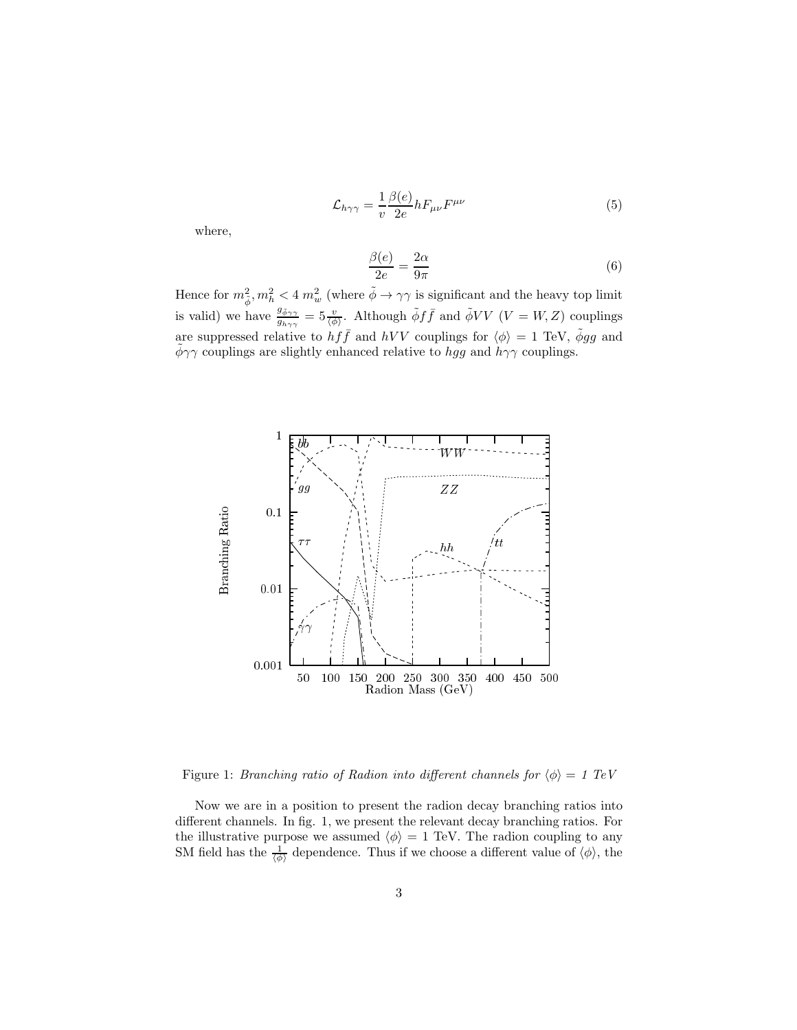$$\mathcal{L}_{h\gamma\gamma} = \frac{1}{v}\frac{\beta(e)}{2e} h F_{\mu\nu}F^{\mu\nu} \tag{5}$$

where,

$$\frac{\beta(e)}{2e} = \frac{2\alpha}{9\pi} \tag{6}$$

Hence for $m_{\tilde{\phi}}^2, m_h^2 < 4\ m_w^2$ (where $\tilde{\phi} \to \gamma\gamma$ is significant and the heavy top limit is valid) we have $\frac{g_{\tilde{\phi}\gamma\gamma}}{g_{h\gamma\gamma}} = 5\frac{v}{\langle\phi\rangle}$. Although $\tilde{\phi} f \bar{f}$ and $\tilde{\phi} VV$ ($V = W, Z$) couplings are suppressed relative to $hf\bar{f}$ and $hVV$ couplings for $\langle\phi\rangle = 1$ TeV, $\tilde{\phi} gg$ and $\tilde{\phi}\gamma\gamma$ couplings are slightly enhanced relative to $hgg$ and $h\gamma\gamma$ couplings.

Figure 1: *Branching ratio of Radion into different channels for $\langle\phi\rangle = 1$ TeV*

Now we are in a position to present the radion decay branching ratios into different channels. In fig. 1, we present the relevant decay branching ratios. For the illustrative purpose we assumed $\langle\phi\rangle = 1$ TeV. The radion coupling to any SM field has the $\frac{1}{\langle\phi\rangle}$ dependence. Thus if we choose a different value of $\langle\phi\rangle$, the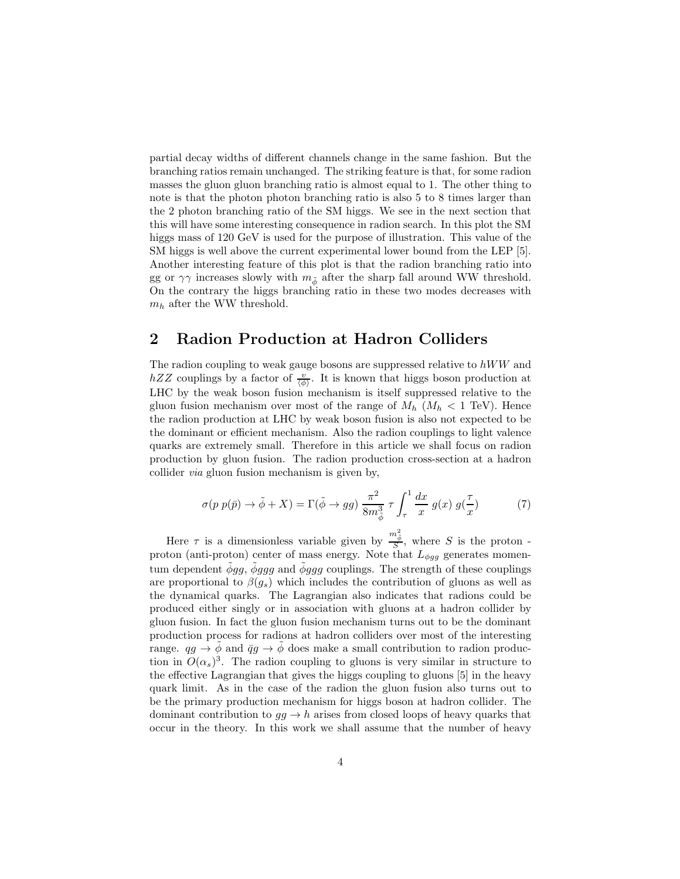partial decay widths of different channels change in the same fashion. But the branching ratios remain unchanged. The striking feature is that, for some radion masses the gluon gluon branching ratio is almost equal to 1. The other thing to note is that the photon photon branching ratio is also 5 to 8 times larger than the 2 photon branching ratio of the SM higgs. We see in the next section that this will have some interesting consequence in radion search. In this plot the SM higgs mass of 120 GeV is used for the purpose of illustration. This value of the SM higgs is well above the current experimental lower bound from the LEP [5]. Another interesting feature of this plot is that the radion branching ratio into gg or $\gamma\gamma$ increases slowly with $m_{\tilde{\phi}}$ after the sharp fall around WW threshold. On the contrary the higgs branching ratio in these two modes decreases with $m_h$ after the WW threshold.

## 2 Radion Production at Hadron Colliders

The radion coupling to weak gauge bosons are suppressed relative to $hWW$ and $hZZ$ couplings by a factor of $\frac{v}{\langle\phi\rangle}$. It is known that higgs boson production at LHC by the weak boson fusion mechanism is itself suppressed relative to the gluon fusion mechanism over most of the range of $M_h$ ($M_h < 1$ TeV). Hence the radion production at LHC by weak boson fusion is also not expected to be the dominant or efficient mechanism. Also the radion couplings to light valence quarks are extremely small. Therefore in this article we shall focus on radion production by gluon fusion. The radion production cross-section at a hadron collider *via* gluon fusion mechanism is given by,

$$\sigma(p\, p(\bar{p}) \rightarrow \tilde{\phi} + X) = \Gamma(\tilde{\phi} \rightarrow gg)\, \frac{\pi^2}{8 m_{\tilde{\phi}}^3}\, \tau \int_{\tau}^{1} \frac{dx}{x}\, g(x)\, g(\frac{\tau}{x}) \tag{7}$$

Here $\tau$ is a dimensionless variable given by $\frac{m_{\tilde{\phi}}^2}{S}$, where $S$ is the proton - proton (anti-proton) center of mass energy. Note that $L_{\phi gg}$ generates momentum dependent $\tilde{\phi}gg$, $\tilde{\phi}ggg$ and $\tilde{\phi}ggg$ couplings. The strength of these couplings are proportional to $\beta(g_s)$ which includes the contribution of gluons as well as the dynamical quarks. The Lagrangian also indicates that radions could be produced either singly or in association with gluons at a hadron collider by gluon fusion. In fact the gluon fusion mechanism turns out to be the dominant production process for radions at hadron colliders over most of the interesting range. $qg \rightarrow \tilde{\phi}$ and $\bar{q}g \rightarrow \tilde{\phi}$ does make a small contribution to radion production in $O(\alpha_s)^3$. The radion coupling to gluons is very similar in structure to the effective Lagrangian that gives the higgs coupling to gluons [5] in the heavy quark limit. As in the case of the radion the gluon fusion also turns out to be the primary production mechanism for higgs boson at hadron collider. The dominant contribution to $gg \rightarrow h$ arises from closed loops of heavy quarks that occur in the theory. In this work we shall assume that the number of heavy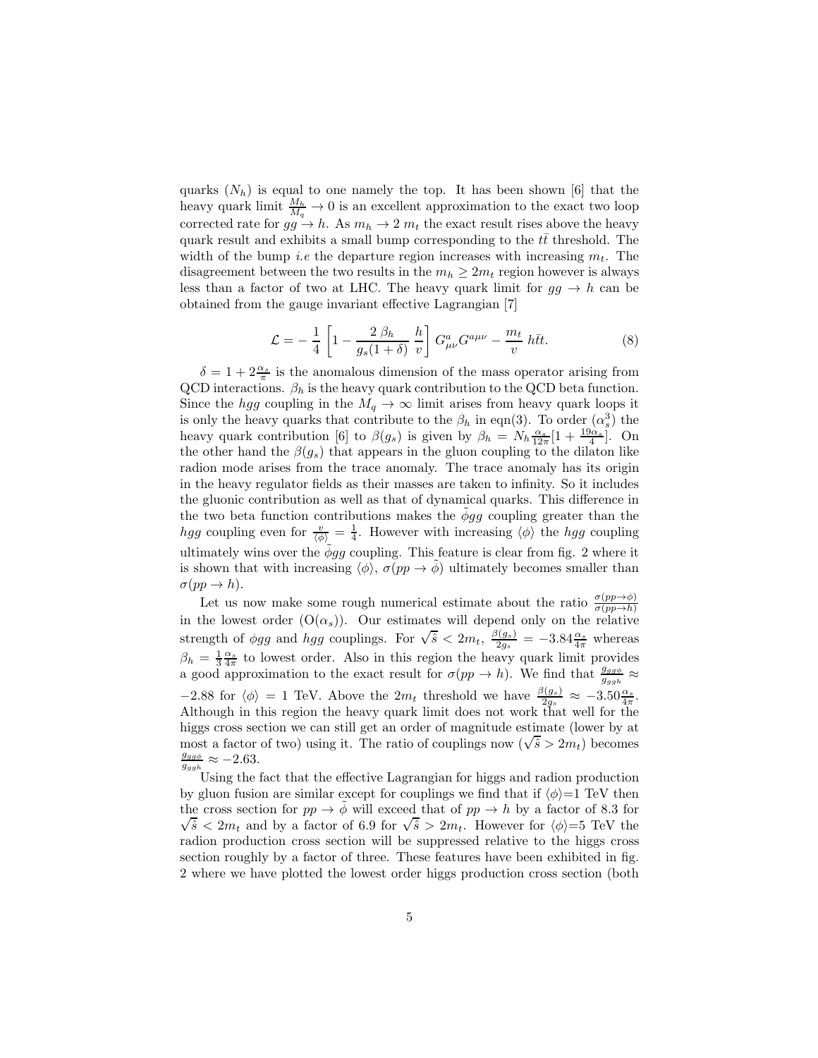quarks ($N_h$) is equal to one namely the top. It has been shown [6] that the heavy quark limit $\frac{M_h}{M_q} \to 0$ is an excellent approximation to the exact two loop corrected rate for $gg \to h$. As $m_h \to 2\, m_t$ the exact result rises above the heavy quark result and exhibits a small bump corresponding to the $t\bar{t}$ threshold. The width of the bump *i.e* the departure region increases with increasing $m_t$. The disagreement between the two results in the $m_h \geq 2m_t$ region however is always less than a factor of two at LHC. The heavy quark limit for $gg \to h$ can be obtained from the gauge invariant effective Lagrangian [7]

$$\mathcal{L} = -\,\frac{1}{4}\,\left[1 - \frac{2\,\beta_h}{g_s(1+\delta)}\,\frac{h}{v}\right]\,G^a_{\mu\nu}G^{a\mu\nu} - \frac{m_t}{v}\;h\bar{t}t. \tag{8}$$

$\delta = 1 + 2\frac{\alpha_s}{\pi}$ is the anomalous dimension of the mass operator arising from QCD interactions. $\beta_h$ is the heavy quark contribution to the QCD beta function. Since the $hgg$ coupling in the $M_q \to \infty$ limit arises from heavy quark loops it is only the heavy quarks that contribute to the $\beta_h$ in eqn(3). To order ($\alpha_s^3$) the heavy quark contribution [6] to $\beta(g_s)$ is given by $\beta_h = N_h \frac{\alpha_s}{12\pi}[1 + \frac{19\alpha_s}{4}]$. On the other hand the $\beta(g_s)$ that appears in the gluon coupling to the dilaton like radion mode arises from the trace anomaly. The trace anomaly has its origin in the heavy regulator fields as their masses are taken to infinity. So it includes the gluonic contribution as well as that of dynamical quarks. This difference in the two beta function contributions makes the $\tilde{\phi}gg$ coupling greater than the $hgg$ coupling even for $\frac{v}{\langle\phi\rangle} = \frac{1}{4}$. However with increasing $\langle\phi\rangle$ the $hgg$ coupling ultimately wins over the $\tilde{\phi}gg$ coupling. This feature is clear from fig. 2 where it is shown that with increasing $\langle\phi\rangle$, $\sigma(pp \to \tilde{\phi})$ ultimately becomes smaller than $\sigma(pp \to h)$.

Let us now make some rough numerical estimate about the ratio $\frac{\sigma(pp\to\phi)}{\sigma(pp\to h)}$ in the lowest order ($\mathrm{O}(\alpha_s)$). Our estimates will depend only on the relative strength of $\phi gg$ and $hgg$ couplings. For $\sqrt{\hat{s}} < 2m_t$, $\frac{\beta(g_s)}{2g_s} = -3.84\frac{\alpha_s}{4\pi}$ whereas $\beta_h = \frac{1}{3}\frac{\alpha_s}{4\pi}$ to lowest order. Also in this region the heavy quark limit provides a good approximation to the exact result for $\sigma(pp \to h)$. We find that $\frac{g_{gg\phi}}{g_{ggh}} \approx -2.88$ for $\langle\phi\rangle = 1$ TeV. Above the $2m_t$ threshold we have $\frac{\beta(g_s)}{2g_s} \approx -3.50\frac{\alpha_s}{4\pi}$. Although in this region the heavy quark limit does not work that well for the higgs cross section we can still get an order of magnitude estimate (lower by at most a factor of two) using it. The ratio of couplings now ($\sqrt{\hat{s}} > 2m_t$) becomes $\frac{g_{gg\phi}}{g_{ggh}} \approx -2.63$.

Using the fact that the effective Lagrangian for higgs and radion production by gluon fusion are similar except for couplings we find that if $\langle\phi\rangle$=1 TeV then the cross section for $pp \to \tilde{\phi}$ will exceed that of $pp \to h$ by a factor of 8.3 for $\sqrt{\hat{s}} < 2m_t$ and by a factor of 6.9 for $\sqrt{\hat{s}} > 2m_t$. However for $\langle\phi\rangle$=5 TeV the radion production cross section will be suppressed relative to the higgs cross section roughly by a factor of three. These features have been exhibited in fig. 2 where we have plotted the lowest order higgs production cross section (both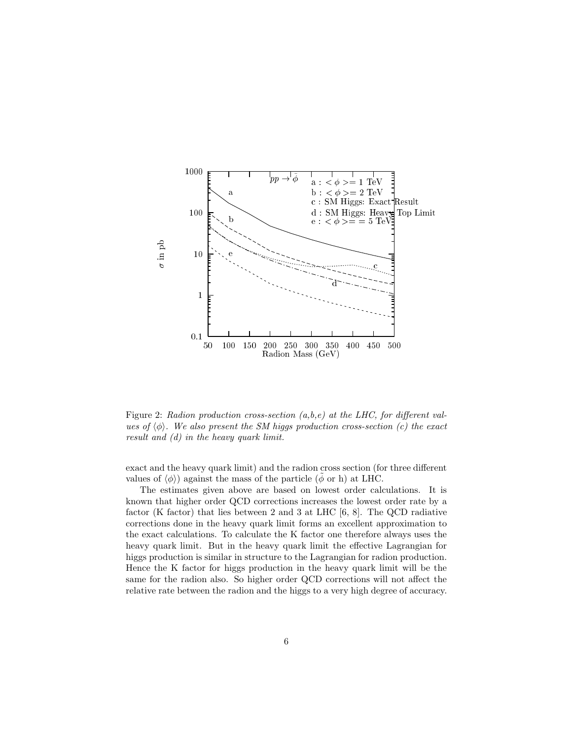Figure 2: *Radion production cross-section (a,b,e) at the LHC, for different values of $\langle\phi\rangle$. We also present the SM higgs production cross-section (c) the exact result and (d) in the heavy quark limit.*

exact and the heavy quark limit) and the radion cross section (for three different values of $\langle\phi\rangle$) against the mass of the particle ($\tilde{\phi}$ or h) at LHC.

The estimates given above are based on lowest order calculations. It is known that higher order QCD corrections increases the lowest order rate by a factor (K factor) that lies between 2 and 3 at LHC [6, 8]. The QCD radiative corrections done in the heavy quark limit forms an excellent approximation to the exact calculations. To calculate the K factor one therefore always uses the heavy quark limit. But in the heavy quark limit the effective Lagrangian for higgs production is similar in structure to the Lagrangian for radion production. Hence the K factor for higgs production in the heavy quark limit will be the same for the radion also. So higher order QCD corrections will not affect the relative rate between the radion and the higgs to a very high degree of accuracy.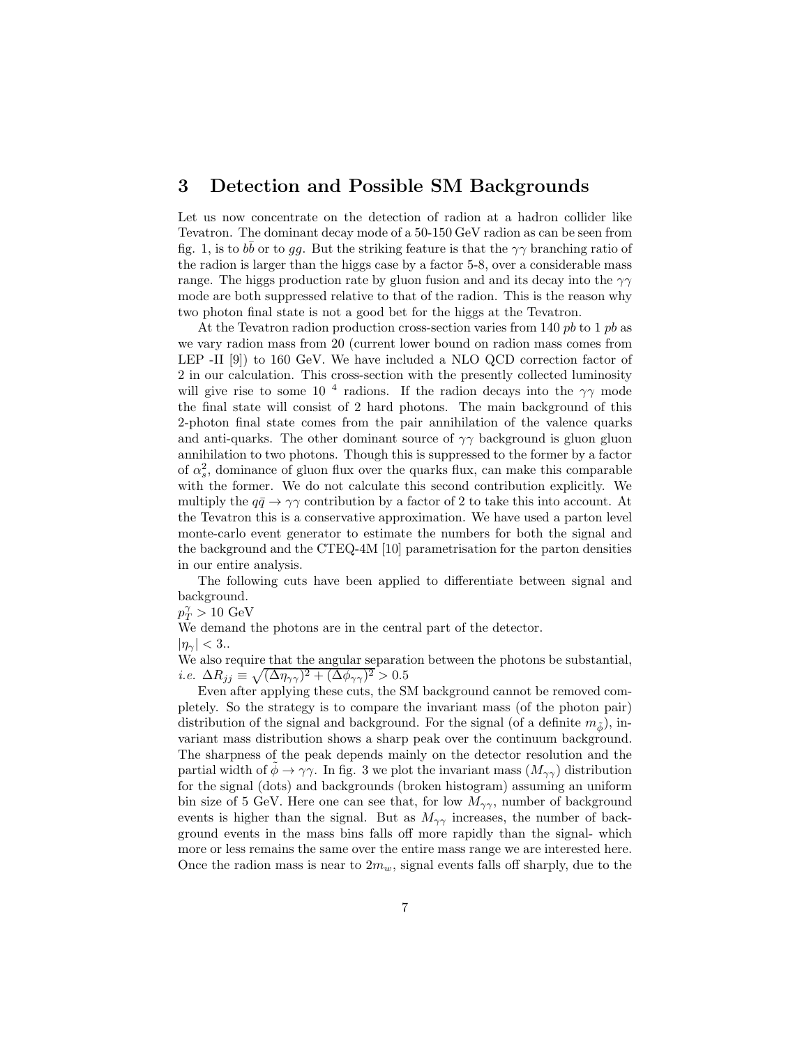## 3 Detection and Possible SM Backgrounds

Let us now concentrate on the detection of radion at a hadron collider like Tevatron. The dominant decay mode of a 50-150 GeV radion as can be seen from fig. 1, is to $b\bar{b}$ or to $gg$. But the striking feature is that the $\gamma\gamma$ branching ratio of the radion is larger than the higgs case by a factor 5-8, over a considerable mass range. The higgs production rate by gluon fusion and and its decay into the $\gamma\gamma$ mode are both suppressed relative to that of the radion. This is the reason why two photon final state is not a good bet for the higgs at the Tevatron.

At the Tevatron radion production cross-section varies from 140 *pb* to 1 *pb* as we vary radion mass from 20 (current lower bound on radion mass comes from LEP -II [9]) to 160 GeV. We have included a NLO QCD correction factor of 2 in our calculation. This cross-section with the presently collected luminosity will give rise to some 10 $^{4}$ radions. If the radion decays into the $\gamma\gamma$ mode the final state will consist of 2 hard photons. The main background of this 2-photon final state comes from the pair annihilation of the valence quarks and anti-quarks. The other dominant source of $\gamma\gamma$ background is gluon gluon annihilation to two photons. Though this is suppressed to the former by a factor of $\alpha_s^2$, dominance of gluon flux over the quarks flux, can make this comparable with the former. We do not calculate this second contribution explicitly. We multiply the $q\bar{q} \rightarrow \gamma\gamma$ contribution by a factor of 2 to take this into account. At the Tevatron this is a conservative approximation. We have used a parton level monte-carlo event generator to estimate the numbers for both the signal and the background and the CTEQ-4M [10] parametrisation for the parton densities in our entire analysis.

The following cuts have been applied to differentiate between signal and background.

$p_T^{\gamma} > 10$ GeV

We demand the photons are in the central part of the detector.

$|\eta_\gamma| < 3.$.

We also require that the angular separation between the photons be substantial, *i.e.* $\Delta R_{jj} \equiv \sqrt{(\Delta\eta_{\gamma\gamma})^2 + (\Delta\phi_{\gamma\gamma})^2} > 0.5$

Even after applying these cuts, the SM background cannot be removed completely. So the strategy is to compare the invariant mass (of the photon pair) distribution of the signal and background. For the signal (of a definite $m_{\tilde{\phi}}$), invariant mass distribution shows a sharp peak over the continuum background. The sharpness of the peak depends mainly on the detector resolution and the partial width of $\tilde{\phi} \rightarrow \gamma\gamma$. In fig. 3 we plot the invariant mass ($M_{\gamma\gamma}$) distribution for the signal (dots) and backgrounds (broken histogram) assuming an uniform bin size of 5 GeV. Here one can see that, for low $M_{\gamma\gamma}$, number of background events is higher than the signal. But as $M_{\gamma\gamma}$ increases, the number of background events in the mass bins falls off more rapidly than the signal- which more or less remains the same over the entire mass range we are interested here. Once the radion mass is near to $2m_w$, signal events falls off sharply, due to the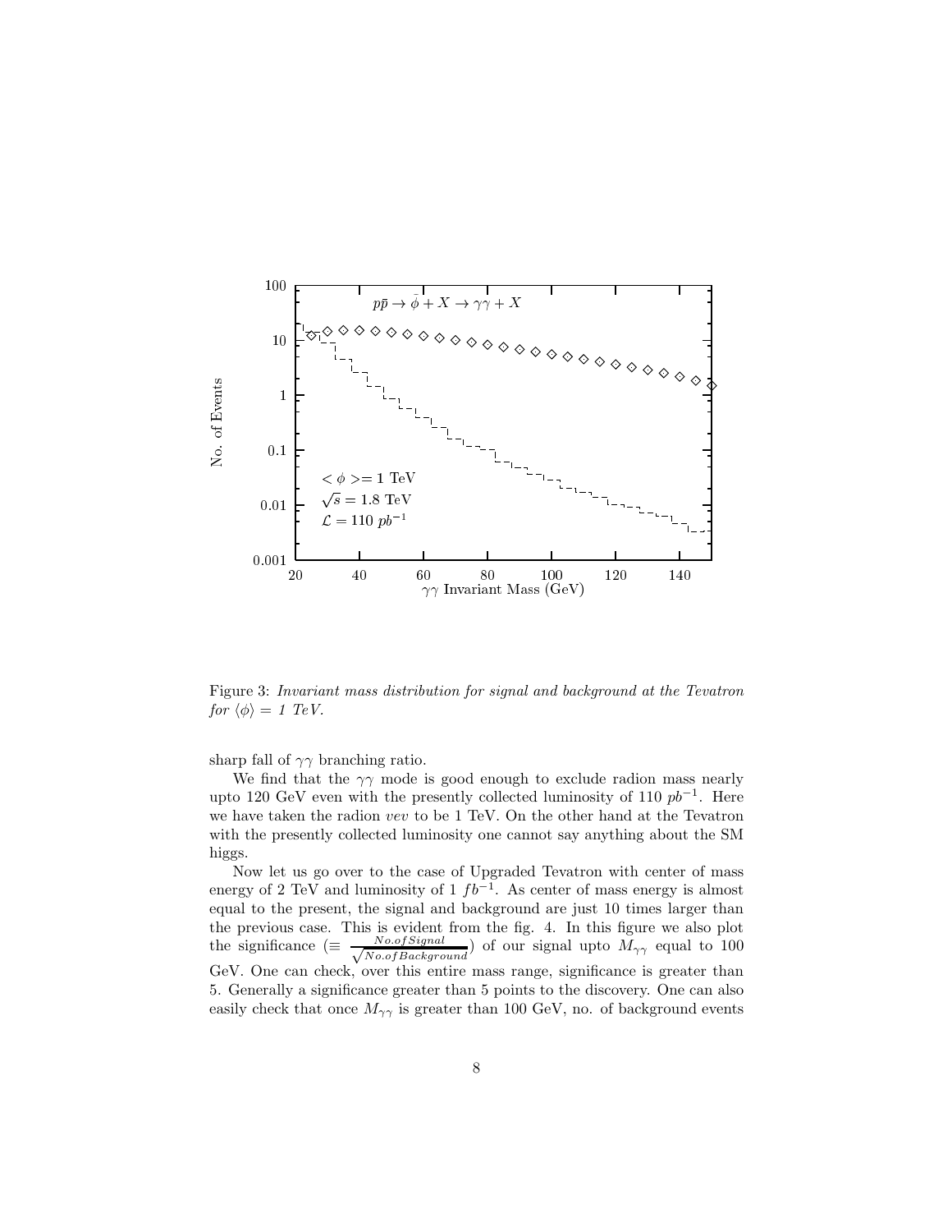Figure 3: *Invariant mass distribution for signal and background at the Tevatron for $\langle \phi \rangle$ = 1 TeV.*

sharp fall of $\gamma\gamma$ branching ratio.

We find that the $\gamma\gamma$ mode is good enough to exclude radion mass nearly upto 120 GeV even with the presently collected luminosity of 110 $pb^{-1}$. Here we have taken the radion *vev* to be 1 TeV. On the other hand at the Tevatron with the presently collected luminosity one cannot say anything about the SM higgs.

Now let us go over to the case of Upgraded Tevatron with center of mass energy of 2 TeV and luminosity of 1 $fb^{-1}$. As center of mass energy is almost equal to the present, the signal and background are just 10 times larger than the previous case. This is evident from the fig. 4. In this figure we also plot the significance ($\equiv \frac{No. of Signal}{\sqrt{No. of Background}}$) of our signal upto $M_{\gamma\gamma}$ equal to 100 GeV. One can check, over this entire mass range, significance is greater than 5. Generally a significance greater than 5 points to the discovery. One can also easily check that once $M_{\gamma\gamma}$ is greater than 100 GeV, no. of background events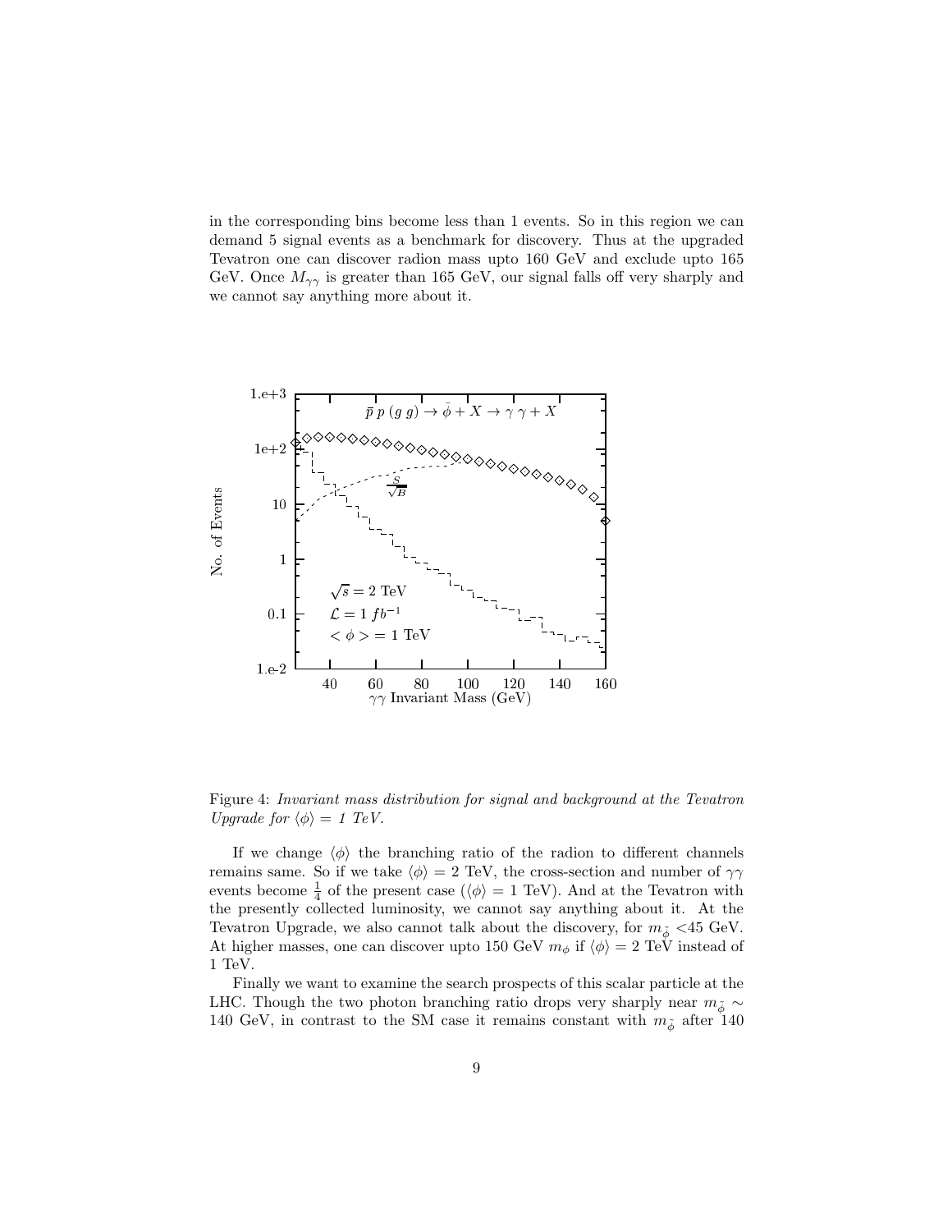in the corresponding bins become less than 1 events. So in this region we can demand 5 signal events as a benchmark for discovery. Thus at the upgraded Tevatron one can discover radion mass upto 160 GeV and exclude upto 165 GeV. Once $M_{\gamma\gamma}$ is greater than 165 GeV, our signal falls off very sharply and we cannot say anything more about it.

Figure 4: *Invariant mass distribution for signal and background at the Tevatron Upgrade for $\langle\phi\rangle = 1$ TeV.*

If we change $\langle\phi\rangle$ the branching ratio of the radion to different channels remains same. So if we take $\langle\phi\rangle = 2$ TeV, the cross-section and number of $\gamma\gamma$ events become $\frac{1}{4}$ of the present case ($\langle\phi\rangle = 1$ TeV). And at the Tevatron with the presently collected luminosity, we cannot say anything about it. At the Tevatron Upgrade, we also cannot talk about the discovery, for $m_{\tilde{\phi}} < 45$ GeV. At higher masses, one can discover upto 150 GeV $m_{\phi}$ if $\langle\phi\rangle = 2$ TeV instead of 1 TeV.

Finally we want to examine the search prospects of this scalar particle at the LHC. Though the two photon branching ratio drops very sharply near $m_{\tilde{\phi}} \sim 140$ GeV, in contrast to the SM case it remains constant with $m_{\tilde{\phi}}$ after 140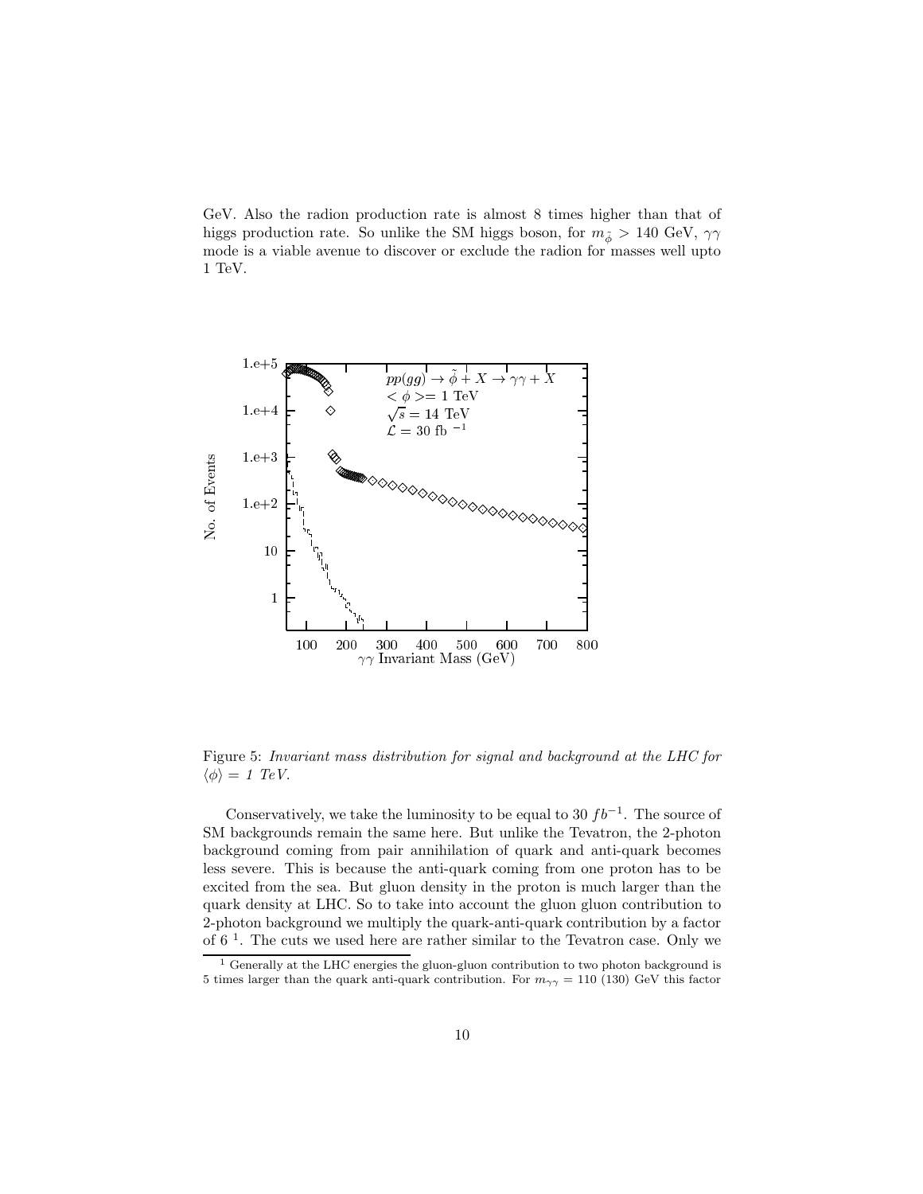GeV. Also the radion production rate is almost 8 times higher than that of higgs production rate. So unlike the SM higgs boson, for $m_{\tilde{\phi}} > 140$ GeV, $\gamma\gamma$ mode is a viable avenue to discover or exclude the radion for masses well upto 1 TeV.

Figure 5: *Invariant mass distribution for signal and background at the LHC for $\langle\phi\rangle = 1$ TeV.*

Conservatively, we take the luminosity to be equal to 30 $fb^{-1}$. The source of SM backgrounds remain the same here. But unlike the Tevatron, the 2-photon background coming from pair annihilation of quark and anti-quark becomes less severe. This is because the anti-quark coming from one proton has to be excited from the sea. But gluon density in the proton is much larger than the quark density at LHC. So to take into account the gluon gluon contribution to 2-photon background we multiply the quark-anti-quark contribution by a factor of 6 [1]. The cuts we used here are rather similar to the Tevatron case. Only we

[1] Generally at the LHC energies the gluon-gluon contribution to two photon background is 5 times larger than the quark anti-quark contribution. For $m_{\gamma\gamma} = 110$ (130) GeV this factor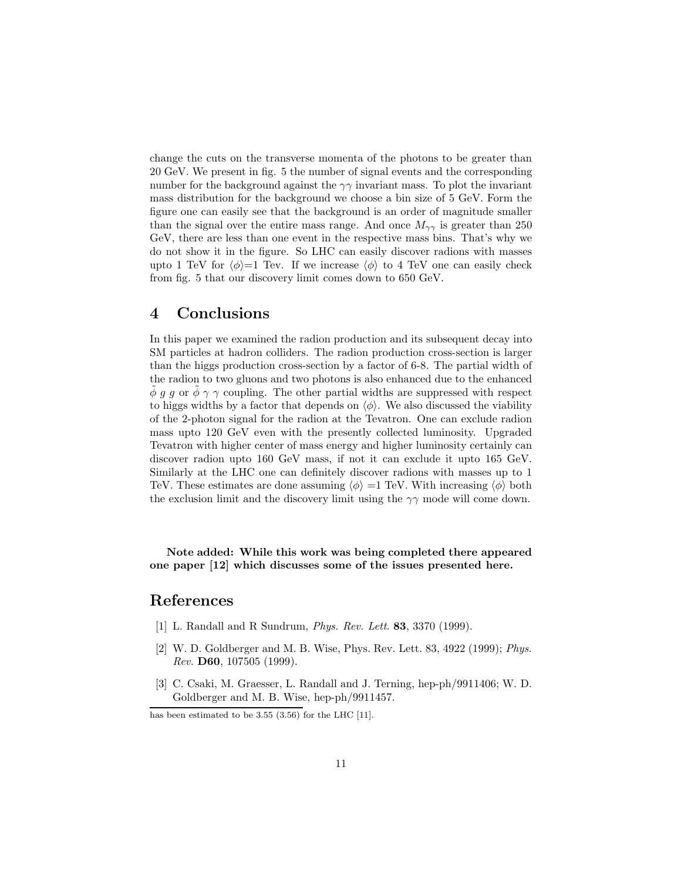change the cuts on the transverse momenta of the photons to be greater than 20 GeV. We present in fig. 5 the number of signal events and the corresponding number for the background against the $\gamma\gamma$ invariant mass. To plot the invariant mass distribution for the background we choose a bin size of 5 GeV. Form the figure one can easily see that the background is an order of magnitude smaller than the signal over the entire mass range. And once $M_{\gamma\gamma}$ is greater than 250 GeV, there are less than one event in the respective mass bins. That's why we do not show it in the figure. So LHC can easily discover radions with masses upto 1 TeV for $\langle\phi\rangle$=1 Tev. If we increase $\langle\phi\rangle$ to 4 TeV one can easily check from fig. 5 that our discovery limit comes down to 650 GeV.

# 4 Conclusions

In this paper we examined the radion production and its subsequent decay into SM particles at hadron colliders. The radion production cross-section is larger than the higgs production cross-section by a factor of 6-8. The partial width of the radion to two gluons and two photons is also enhanced due to the enhanced $\tilde{\phi}\ g\ g$ or $\tilde{\phi}\ \gamma\ \gamma$ coupling. The other partial widths are suppressed with respect to higgs widths by a factor that depends on $\langle\phi\rangle$. We also discussed the viability of the 2-photon signal for the radion at the Tevatron. One can exclude radion mass upto 120 GeV even with the presently collected luminosity. Upgraded Tevatron with higher center of mass energy and higher luminosity certainly can discover radion upto 160 GeV mass, if not it can exclude it upto 165 GeV. Similarly at the LHC one can definitely discover radions with masses up to 1 TeV. These estimates are done assuming $\langle\phi\rangle$ =1 TeV. With increasing $\langle\phi\rangle$ both the exclusion limit and the discovery limit using the $\gamma\gamma$ mode will come down.

**Note added: While this work was being completed there appeared one paper [12] which discusses some of the issues presented here.**

# References

[1] L. Randall and R Sundrum, *Phys. Rev. Lett.* **83**, 3370 (1999).

[2] W. D. Goldberger and M. B. Wise, Phys. Rev. Lett. 83, 4922 (1999); *Phys. Rev.* **D60**, 107505 (1999).

[3] C. Csaki, M. Graesser, L. Randall and J. Terning, hep-ph/9911406; W. D. Goldberger and M. B. Wise, hep-ph/9911457.

---

has been estimated to be 3.55 (3.56) for the LHC [11].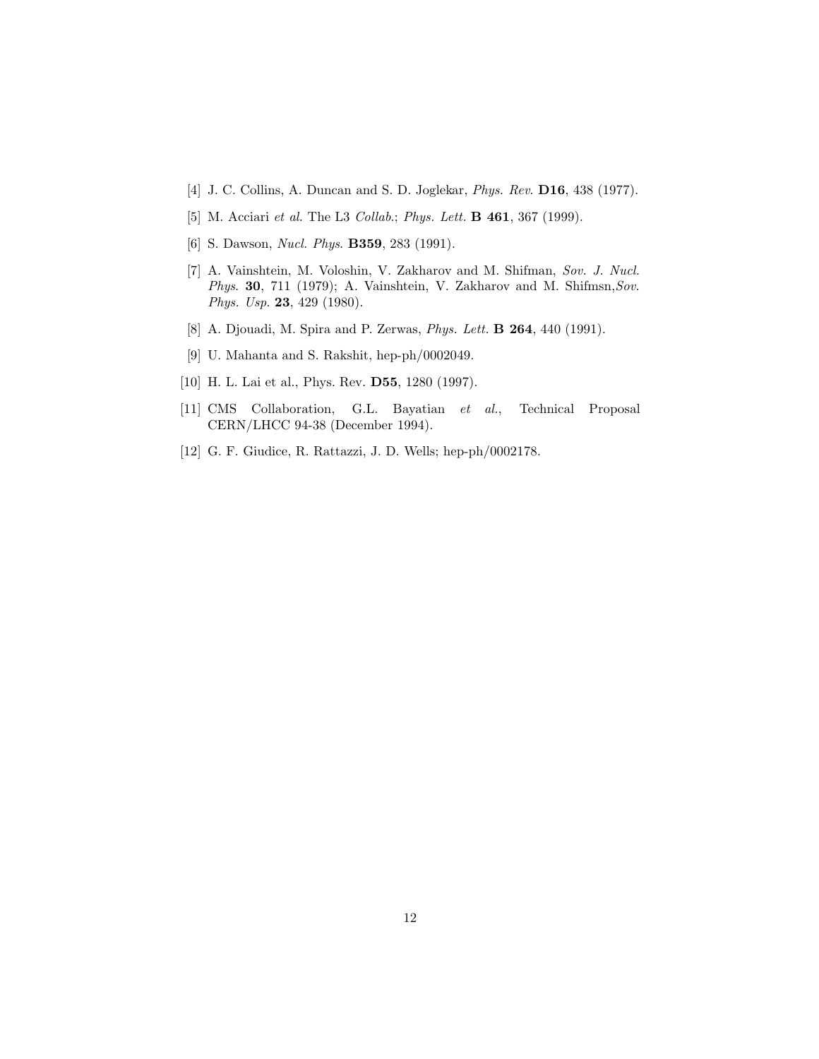[4] J. C. Collins, A. Duncan and S. D. Joglekar, *Phys. Rev.* **D16**, 438 (1977).

[5] M. Acciari *et al.* The L3 *Collab.*; *Phys. Lett.* **B 461**, 367 (1999).

[6] S. Dawson, *Nucl. Phys.* **B359**, 283 (1991).

[7] A. Vainshtein, M. Voloshin, V. Zakharov and M. Shifman, *Sov. J. Nucl. Phys.* **30**, 711 (1979); A. Vainshtein, V. Zakharov and M. Shifmsn,*Sov. Phys. Usp.* **23**, 429 (1980).

[8] A. Djouadi, M. Spira and P. Zerwas, *Phys. Lett.* **B 264**, 440 (1991).

[9] U. Mahanta and S. Rakshit, hep-ph/0002049.

[10] H. L. Lai et al., Phys. Rev. **D55**, 1280 (1997).

[11] CMS Collaboration, G.L. Bayatian *et al.*, Technical Proposal CERN/LHCC 94-38 (December 1994).

[12] G. F. Giudice, R. Rattazzi, J. D. Wells; hep-ph/0002178.